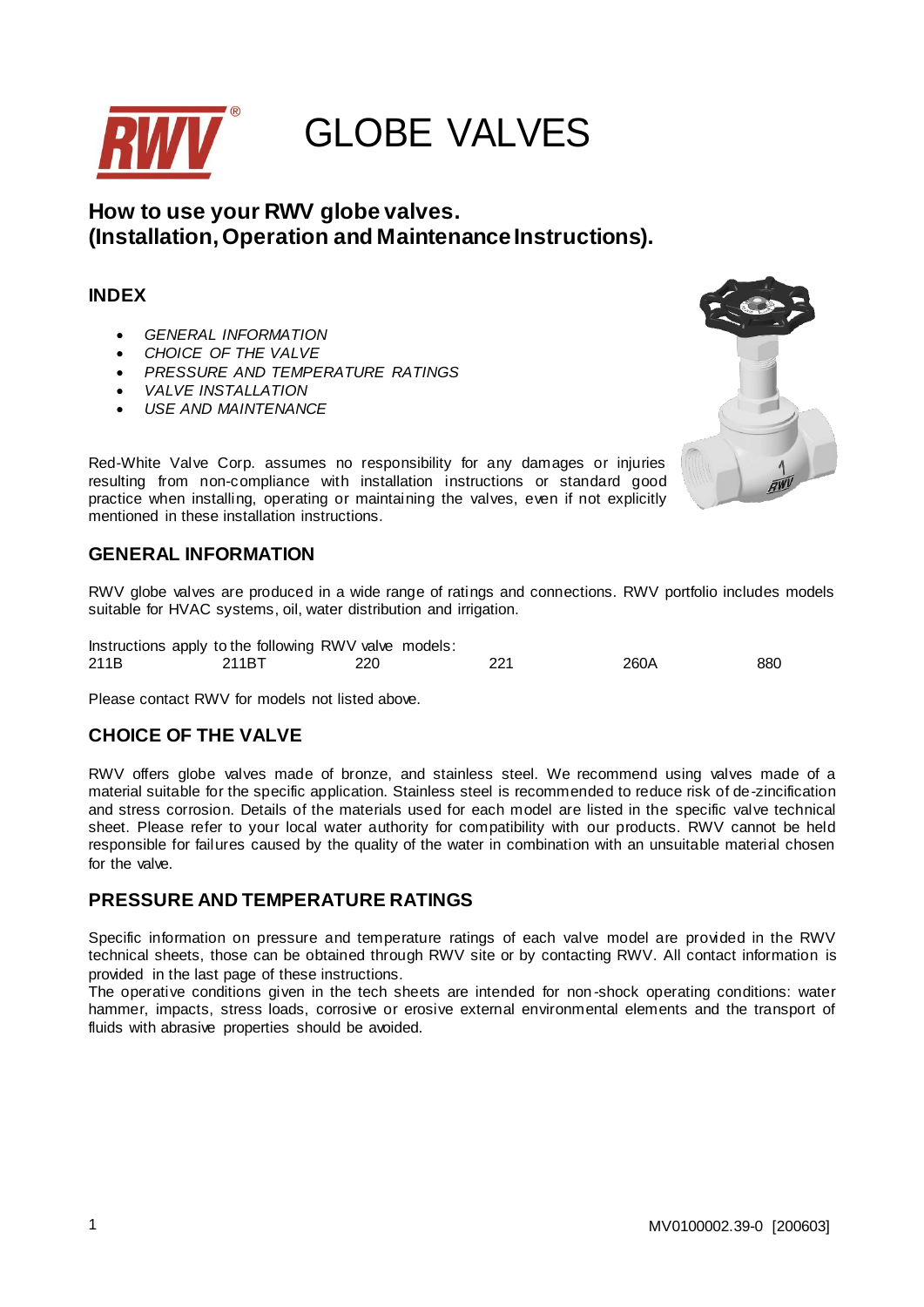# GLOBE VALVES

## How to use your RWV globe valves. (Installation, Operation and Maintenance Instructions).

### INDEX

- *GENERAL INFORMATION*
- *CHOICE OF THE VALVE*
- *PRESSURE AND TEMPERATURE RATINGS*
- *VALVE INSTALLATION*
- *USE AND MAINTENANCE*

Red-White Valve Corp. assumes no responsibility for any damages or injuries resulting from non-compliance with installation instructions or standard good practice when installing, operating or maintaining the valves, even if not explicitly mentioned in these installation instructions.

### GENERAL INFORMATION

RWV globe valves are produced in a wide range of ratings and connections. RWV portfolio includes models suitable for HVAC systems, oil, water distribution and irrigation.

Instructions apply to the following RWV valve models:

| 211B | 211BT | 220 | 221 | 260A | 880 |
|---|---|---|---|---|---|

Please contact RWV for models not listed above.

### CHOICE OF THE VALVE

RWV offers globe valves made of bronze, and stainless steel. We recommend using valves made of a material suitable for the specific application. Stainless steel is recommended to reduce risk of de-zincification and stress corrosion. Details of the materials used for each model are listed in the specific valve technical sheet. Please refer to your local water authority for compatibility with our products. RWV cannot be held responsible for failures caused by the quality of the water in combination with an unsuitable material chosen for the valve.

### PRESSURE AND TEMPERATURE RATINGS

Specific information on pressure and temperature ratings of each valve model are provided in the RWV technical sheets, those can be obtained through RWV site or by contacting RWV. All contact information is provided in the last page of these instructions.
The operative conditions given in the tech sheets are intended for non-shock operating conditions: water hammer, impacts, stress loads, corrosive or erosive external environmental elements and the transport of fluids with abrasive properties should be avoided.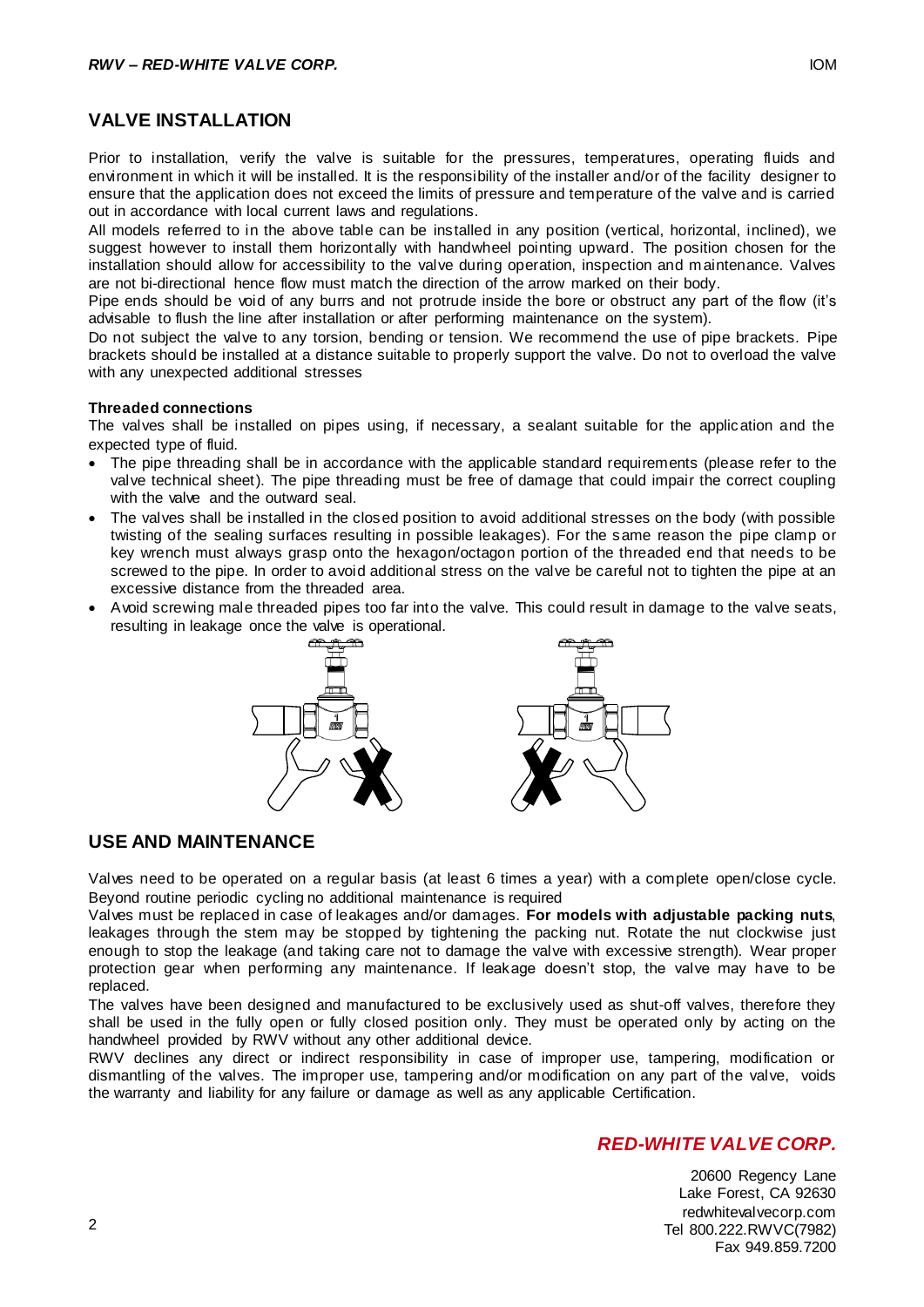## VALVE INSTALLATION

Prior to installation, verify the valve is suitable for the pressures, temperatures, operating fluids and environment in which it will be installed. It is the responsibility of the installer and/or of the facility designer to ensure that the application does not exceed the limits of pressure and temperature of the valve and is carried out in accordance with local current laws and regulations.

All models referred to in the above table can be installed in any position (vertical, horizontal, inclined), we suggest however to install them horizontally with handwheel pointing upward. The position chosen for the installation should allow for accessibility to the valve during operation, inspection and maintenance. Valves are not bi-directional hence flow must match the direction of the arrow marked on their body.

Pipe ends should be void of any burrs and not protrude inside the bore or obstruct any part of the flow (it's advisable to flush the line after installation or after performing maintenance on the system).

Do not subject the valve to any torsion, bending or tension. We recommend the use of pipe brackets. Pipe brackets should be installed at a distance suitable to properly support the valve. Do not to overload the valve with any unexpected additional stresses

**Threaded connections**

The valves shall be installed on pipes using, if necessary, a sealant suitable for the application and the expected type of fluid.

- The pipe threading shall be in accordance with the applicable standard requirements (please refer to the valve technical sheet). The pipe threading must be free of damage that could impair the correct coupling with the valve and the outward seal.
- The valves shall be installed in the closed position to avoid additional stresses on the body (with possible twisting of the sealing surfaces resulting in possible leakages). For the same reason the pipe clamp or key wrench must always grasp onto the hexagon/octagon portion of the threaded end that needs to be screwed to the pipe. In order to avoid additional stress on the valve be careful not to tighten the pipe at an excessive distance from the threaded area.
- Avoid screwing male threaded pipes too far into the valve. This could result in damage to the valve seats, resulting in leakage once the valve is operational.

## USE AND MAINTENANCE

Valves need to be operated on a regular basis (at least 6 times a year) with a complete open/close cycle. Beyond routine periodic cycling no additional maintenance is required

Valves must be replaced in case of leakages and/or damages. **For models with adjustable packing nuts**, leakages through the stem may be stopped by tightening the packing nut. Rotate the nut clockwise just enough to stop the leakage (and taking care not to damage the valve with excessive strength). Wear proper protection gear when performing any maintenance. If leakage doesn't stop, the valve may have to be replaced.

The valves have been designed and manufactured to be exclusively used as shut-off valves, therefore they shall be used in the fully open or fully closed position only. They must be operated only by acting on the handwheel provided by RWV without any other additional device.

RWV declines any direct or indirect responsibility in case of improper use, tampering, modification or dismantling of the valves. The improper use, tampering and/or modification on any part of the valve, voids the warranty and liability for any failure or damage as well as any applicable Certification.

***RED-WHITE VALVE CORP.***

20600 Regency Lane
Lake Forest, CA 92630
redwhitevalvecorp.com
Tel 800.222.RWVC(7982)
Fax 949.859.7200